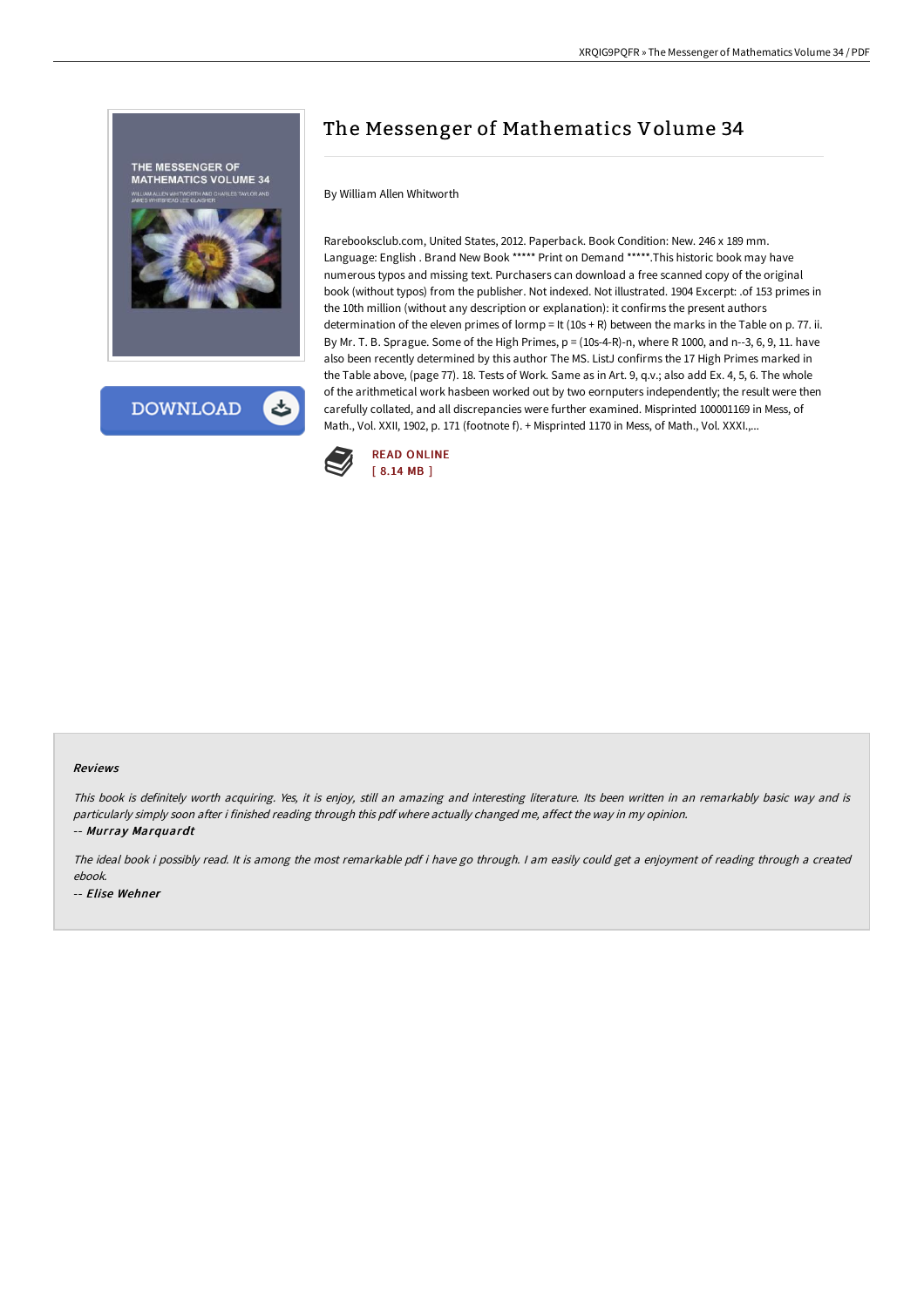# The Messenger of Mathematics Volume 34

By William Allen Whitworth

Rarebooksclub.com, United States, 2012. Paperback. Book Condition: New. 246 x 189 mm. Language: English . Brand New Book ***** Print on Demand *****.This historic book may have numerous typos and missing text. Purchasers can download a free scanned copy of the original book (without typos) from the publisher. Not indexed. Not illustrated. 1904 Excerpt: .of 153 primes in the 10th million (without any description or explanation): it confirms the present authors determination of the eleven primes of lormp = It (10s + R) between the marks in the Table on p. 77. ii. By Mr. T. B. Sprague. Some of the High Primes, p = (10s-4-R)-n, where R 1000, and n--3, 6, 9, 11. have also been recently determined by this author The MS. ListJ confirms the 17 High Primes marked in the Table above, (page 77). 18. Tests of Work. Same as in Art. 9, q.v.; also add Ex. 4, 5, 6. The whole of the arithmetical work hasbeen worked out by two eornputers independently; the result were then carefully collated, and all discrepancies were further examined. Misprinted 100001169 in Mess, of Math., Vol. XXII, 1902, p. 171 (footnote f). + Misprinted 1170 in Mess, of Math., Vol. XXXI.,...

READ ONLINE
[ 8.14 MB ]

DOWNLOAD

## Reviews

*This book is definitely worth acquiring. Yes, it is enjoy, still an amazing and interesting literature. Its been written in an remarkably basic way and is particularly simply soon after i finished reading through this pdf where actually changed me, affect the way in my opinion.*

-- ***Murray Marquardt***

*The ideal book i possibly read. It is among the most remarkable pdf i have go through. I am easily could get a enjoyment of reading through a created ebook.*

-- ***Elise Wehner***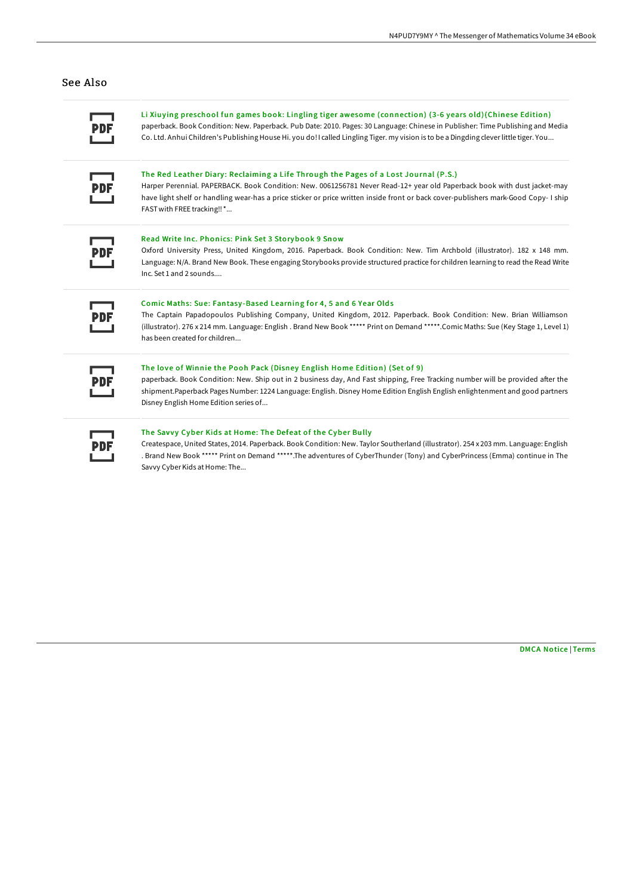## See Also

PDF

**Li Xiuying preschool fun games book: Lingling tiger awesome (connection) (3-6 years old)(Chinese Edition)**

paperback. Book Condition: New. Paperback. Pub Date: 2010. Pages: 30 Language: Chinese in Publisher: Time Publishing and Media Co. Ltd. Anhui Children's Publishing House Hi. you do! I called Lingling Tiger. my vision is to be a Dingding clever little tiger. You...

PDF

**The Red Leather Diary: Reclaiming a Life Through the Pages of a Lost Journal (P.S.)**

Harper Perennial. PAPERBACK. Book Condition: New. 0061256781 Never Read-12+ year old Paperback book with dust jacket-may have light shelf or handling wear-has a price sticker or price written inside front or back cover-publishers mark-Good Copy- I ship FAST with FREE tracking!! *...

PDF

**Read Write Inc. Phonics: Pink Set 3 Storybook 9 Snow**

Oxford University Press, United Kingdom, 2016. Paperback. Book Condition: New. Tim Archbold (illustrator). 182 x 148 mm. Language: N/A. Brand New Book. These engaging Storybooks provide structured practice for children learning to read the Read Write Inc. Set 1 and 2 sounds....

PDF

**Comic Maths: Sue: Fantasy-Based Learning for 4, 5 and 6 Year Olds**

The Captain Papadopoulos Publishing Company, United Kingdom, 2012. Paperback. Book Condition: New. Brian Williamson (illustrator). 276 x 214 mm. Language: English . Brand New Book ***** Print on Demand *****.Comic Maths: Sue (Key Stage 1, Level 1) has been created for children...

PDF

**The love of Winnie the Pooh Pack (Disney English Home Edition) (Set of 9)**

paperback. Book Condition: New. Ship out in 2 business day, And Fast shipping, Free Tracking number will be provided after the shipment.Paperback Pages Number: 1224 Language: English. Disney Home Edition English English enlightenment and good partners Disney English Home Edition series of...

PDF

**The Savvy Cyber Kids at Home: The Defeat of the Cyber Bully**

Createspace, United States, 2014. Paperback. Book Condition: New. Taylor Southerland (illustrator). 254 x 203 mm. Language: English . Brand New Book ***** Print on Demand *****.The adventures of CyberThunder (Tony) and CyberPrincess (Emma) continue in The Savvy Cyber Kids at Home: The...

DMCA Notice | Terms